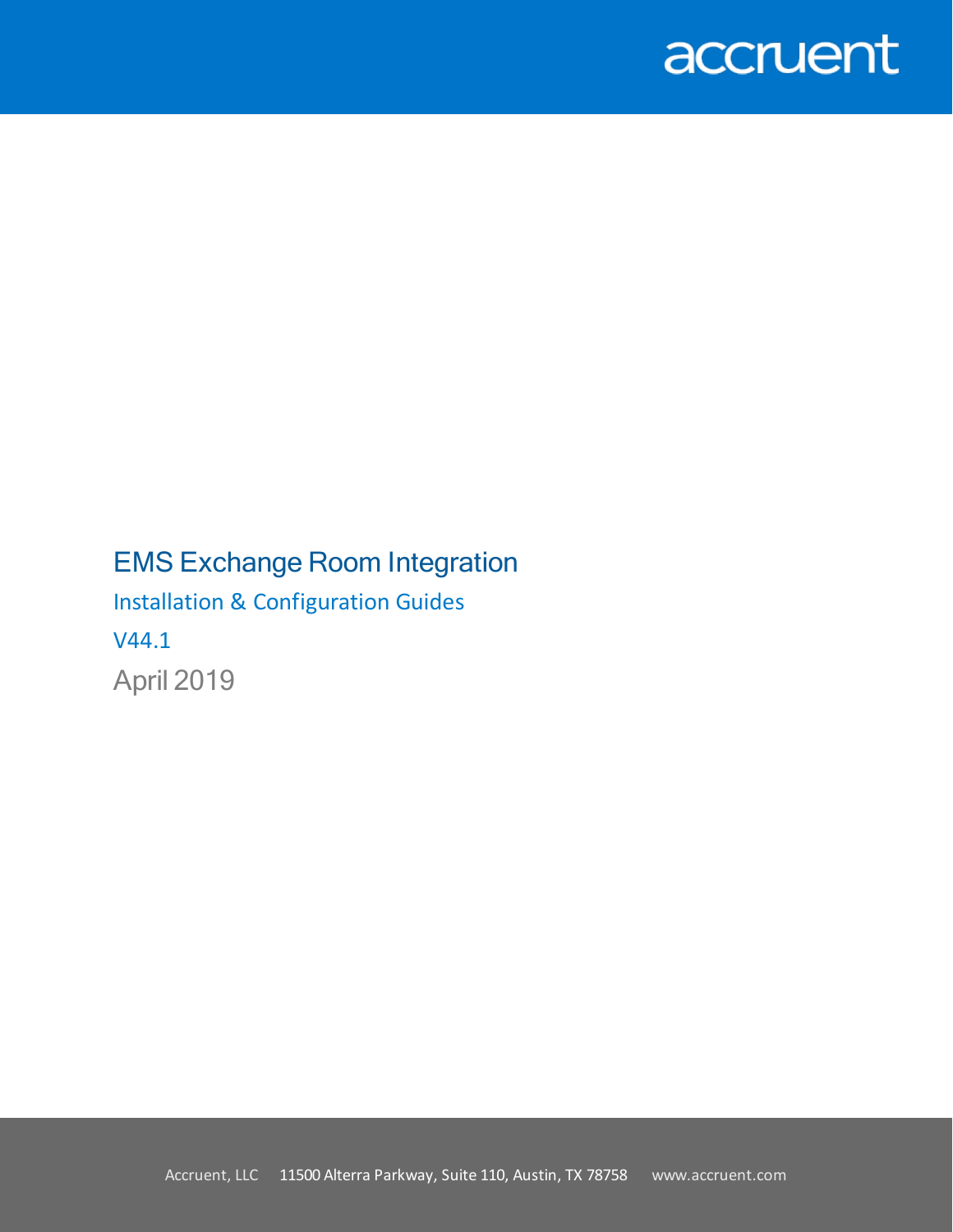accruent

# EMS Exchange Room Integration

## Installation & Configuration Guides

V44.1

April 2019

Accruent, LLC 11500 Alterra Parkway, Suite 110, Austin, TX 78758 www.accruent.com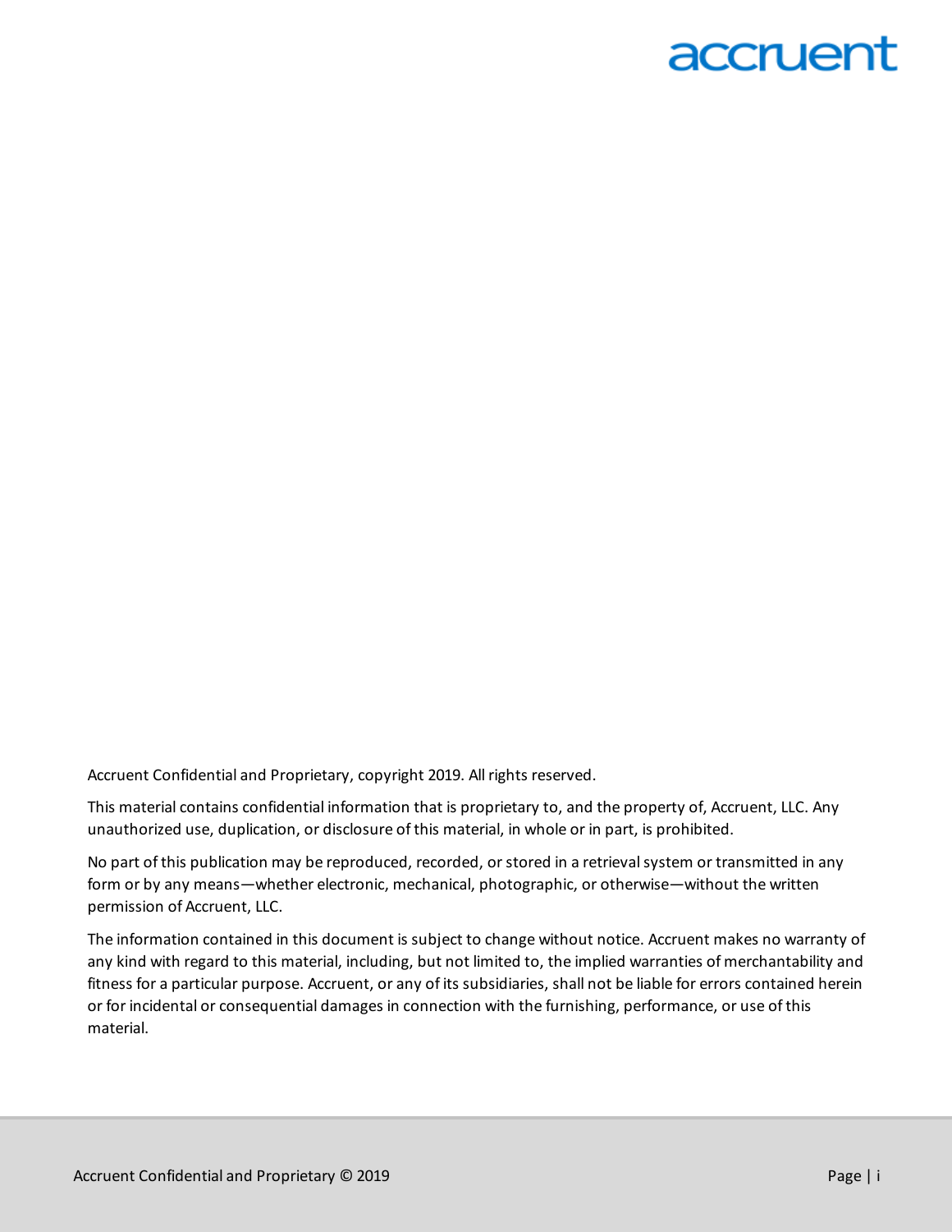accruent

Accruent Confidential and Proprietary, copyright 2019. All rights reserved.

This material contains confidential information that is proprietary to, and the property of, Accruent, LLC. Any unauthorized use, duplication, or disclosure of this material, in whole or in part, is prohibited.

No part of this publication may be reproduced, recorded, or stored in a retrieval system or transmitted in any form or by any means—whether electronic, mechanical, photographic, or otherwise—without the written permission of Accruent, LLC.

The information contained in this document is subject to change without notice. Accruent makes no warranty of any kind with regard to this material, including, but not limited to, the implied warranties of merchantability and fitness for a particular purpose. Accruent, or any of its subsidiaries, shall not be liable for errors contained herein or for incidental or consequential damages in connection with the furnishing, performance, or use of this material.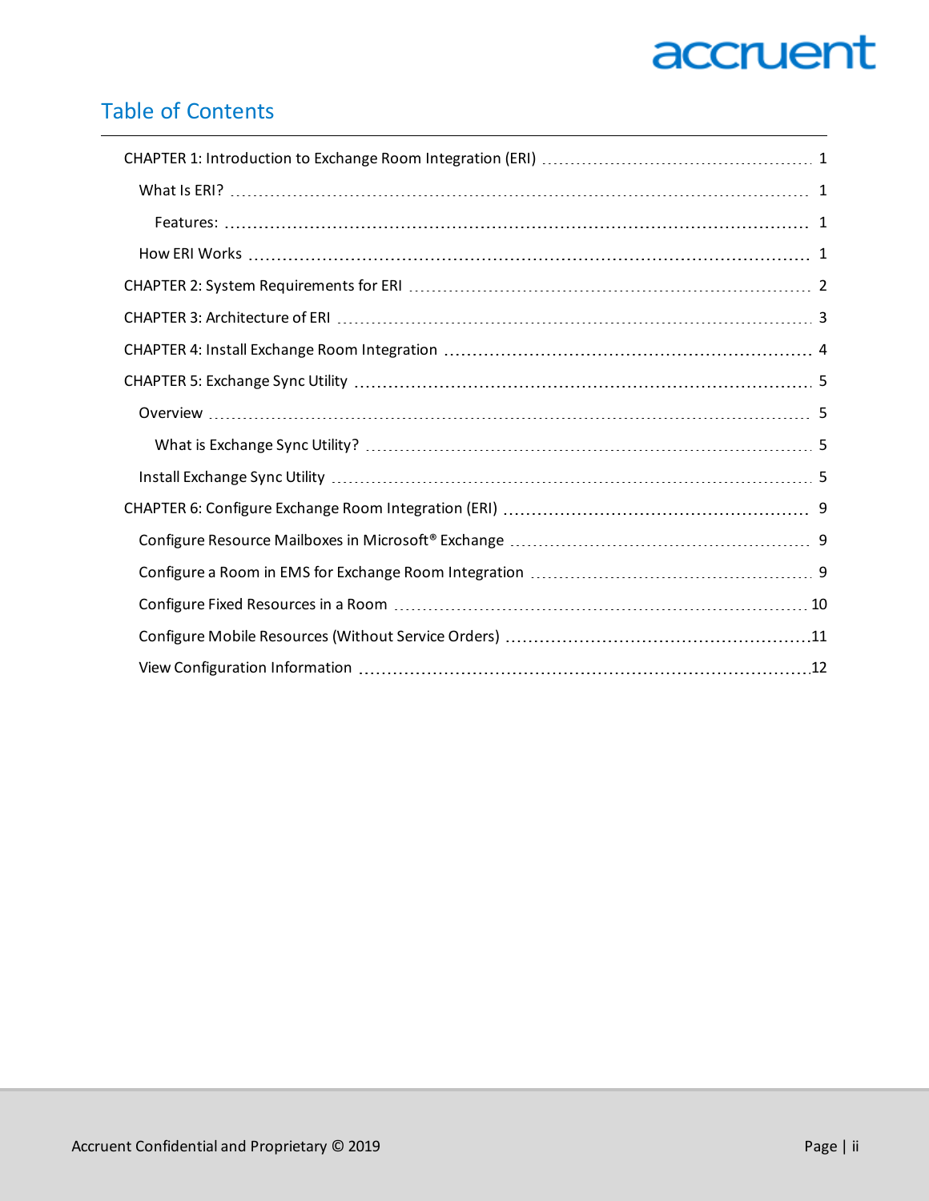# Table of Contents

- CHAPTER 1: Introduction to Exchange Room Integration (ERI) ..... 1
  - What Is ERI? ..... 1
    - Features: ..... 1
  - How ERI Works ..... 1
- CHAPTER 2: System Requirements for ERI ..... 2
- CHAPTER 3: Architecture of ERI ..... 3
- CHAPTER 4: Install Exchange Room Integration ..... 4
- CHAPTER 5: Exchange Sync Utility ..... 5
  - Overview ..... 5
    - What is Exchange Sync Utility? ..... 5
  - Install Exchange Sync Utility ..... 5
- CHAPTER 6: Configure Exchange Room Integration (ERI) ..... 9
  - Configure Resource Mailboxes in Microsoft® Exchange ..... 9
  - Configure a Room in EMS for Exchange Room Integration ..... 9
  - Configure Fixed Resources in a Room ..... 10
  - Configure Mobile Resources (Without Service Orders) ..... 11
  - View Configuration Information ..... 12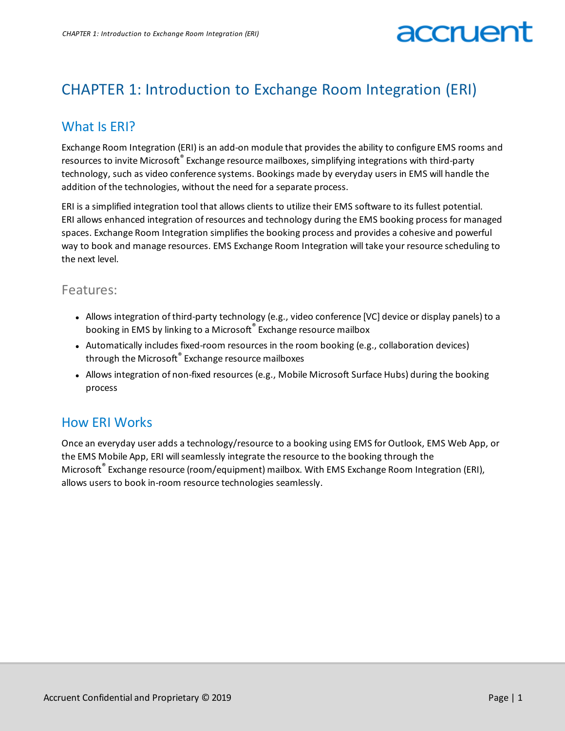# CHAPTER 1: Introduction to Exchange Room Integration (ERI)

## What Is ERI?

Exchange Room Integration (ERI) is an add-on module that provides the ability to configure EMS rooms and resources to invite Microsoft® Exchange resource mailboxes, simplifying integrations with third-party technology, such as video conference systems. Bookings made by everyday users in EMS will handle the addition of the technologies, without the need for a separate process.

ERI is a simplified integration tool that allows clients to utilize their EMS software to its fullest potential. ERI allows enhanced integration of resources and technology during the EMS booking process for managed spaces. Exchange Room Integration simplifies the booking process and provides a cohesive and powerful way to book and manage resources. EMS Exchange Room Integration will take your resource scheduling to the next level.

### Features:

- Allows integration of third-party technology (e.g., video conference [VC] device or display panels) to a booking in EMS by linking to a Microsoft® Exchange resource mailbox
- Automatically includes fixed-room resources in the room booking (e.g., collaboration devices) through the Microsoft® Exchange resource mailboxes
- Allows integration of non-fixed resources (e.g., Mobile Microsoft Surface Hubs) during the booking process

## How ERI Works

Once an everyday user adds a technology/resource to a booking using EMS for Outlook, EMS Web App, or the EMS Mobile App, ERI will seamlessly integrate the resource to the booking through the Microsoft® Exchange resource (room/equipment) mailbox. With EMS Exchange Room Integration (ERI), allows users to book in-room resource technologies seamlessly.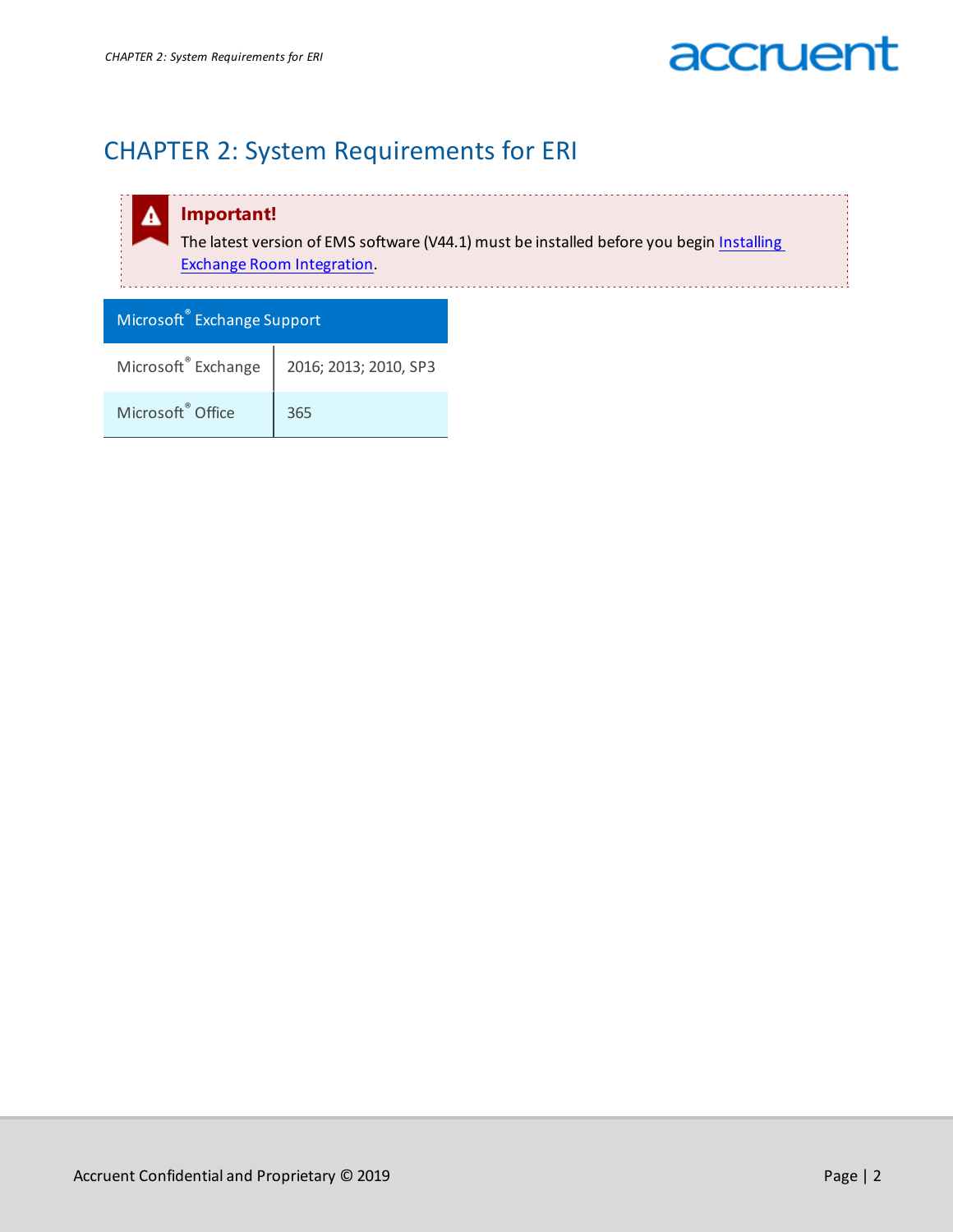# CHAPTER 2: System Requirements for ERI

> **Important!**
> The latest version of EMS software (V44.1) must be installed before you begin Installing Exchange Room Integration.

| Microsoft® Exchange Support | |
| --- | --- |
| Microsoft® Exchange | 2016; 2013; 2010, SP3 |
| Microsoft® Office | 365 |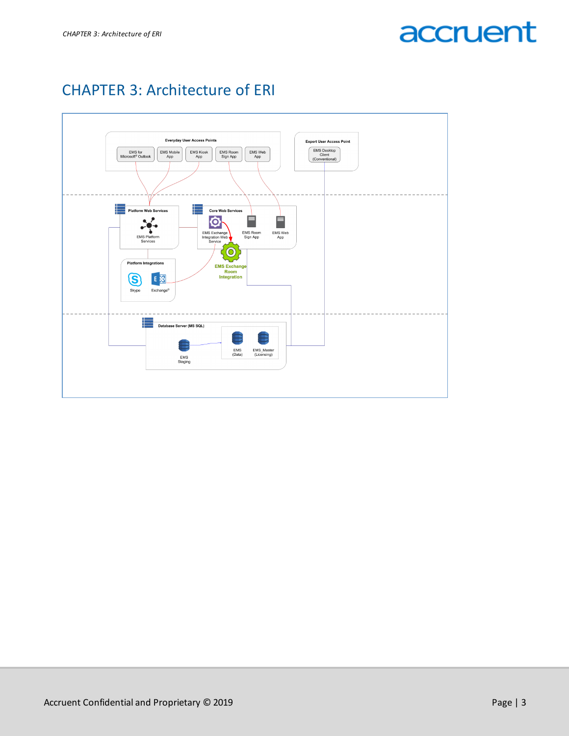# CHAPTER 3: Architecture of ERI

Everyday User Access Points

EMS for Microsoft® Outlook | EMS Mobile App | EMS Kiosk App | EMS Room Sign App | EMS Web App

Expert User Access Point

EMS Desktop Client (Conventional)

Platform Web Services

EMS Platform Services

Core Web Services

EMS Exchange Integration Web Service | EMS Room Sign App | EMS Web App

EMS Exchange Room Integration

Platform Integrations

Skype | Exchange®

Database Server (MS SQL)

EMS Staging | EMS (Data) | EMS_Master (Licensing)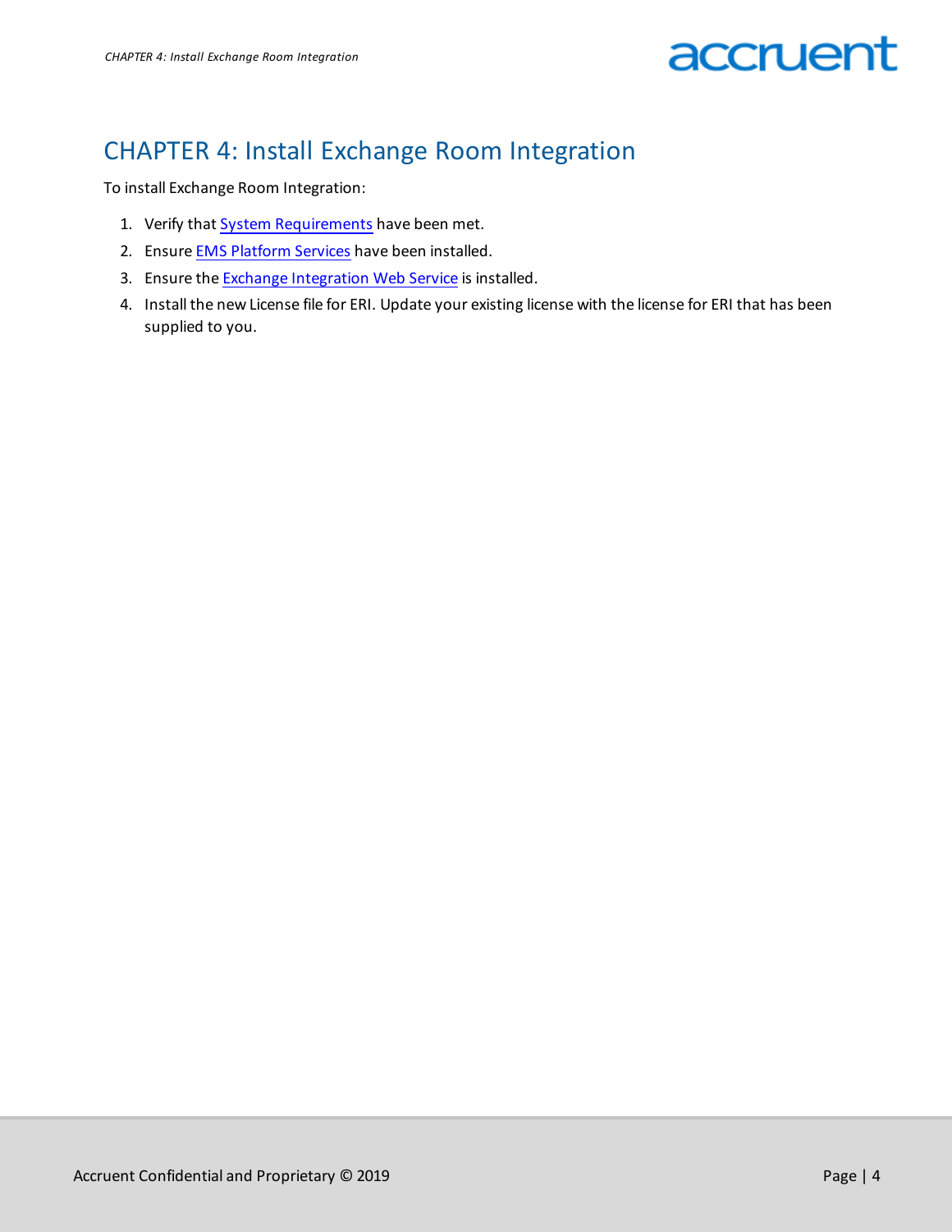# CHAPTER 4: Install Exchange Room Integration

To install Exchange Room Integration:

1. Verify that System Requirements have been met.
2. Ensure EMS Platform Services have been installed.
3. Ensure the Exchange Integration Web Service is installed.
4. Install the new License file for ERI. Update your existing license with the license for ERI that has been supplied to you.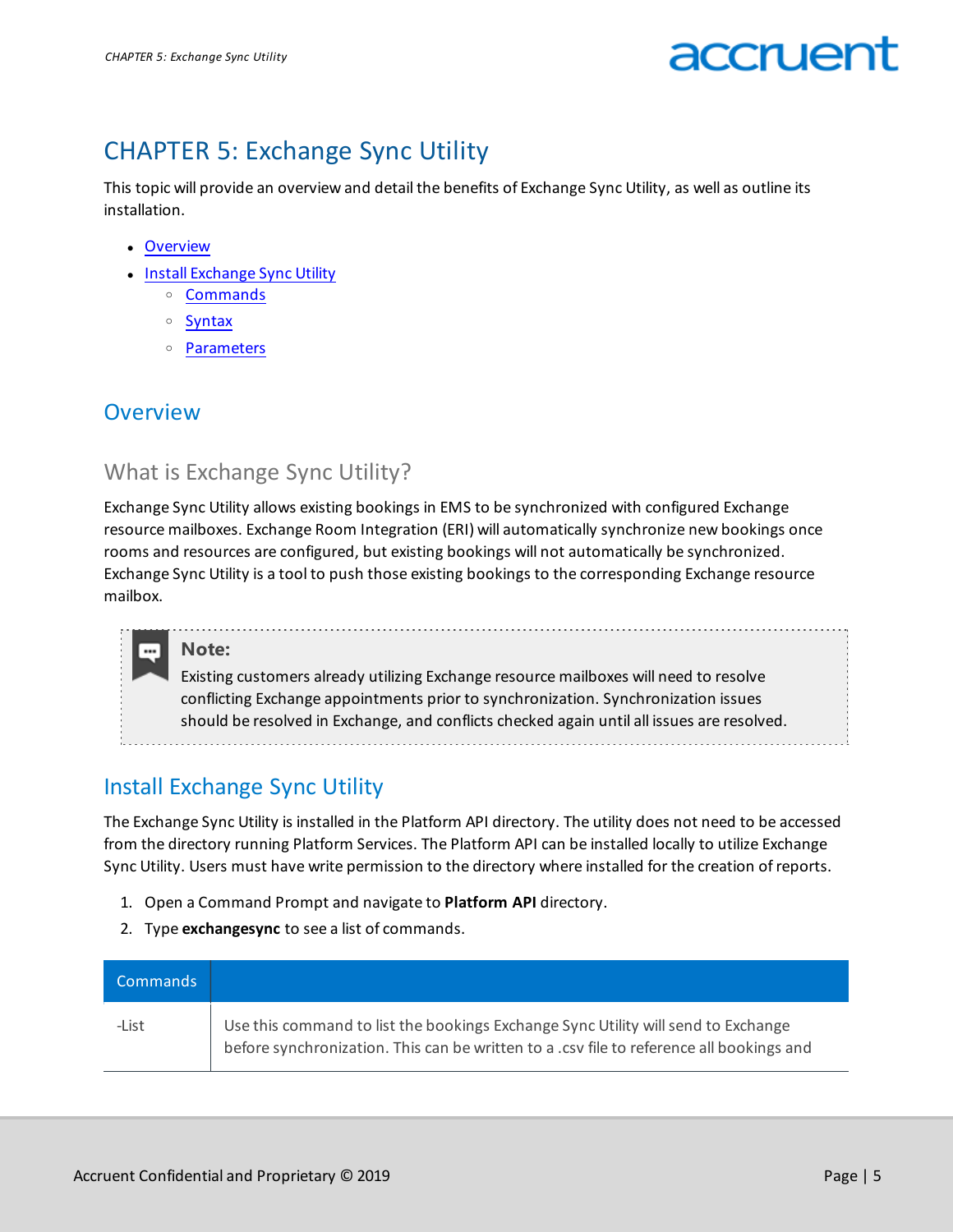# CHAPTER 5: Exchange Sync Utility

This topic will provide an overview and detail the benefits of Exchange Sync Utility, as well as outline its installation.

- Overview
- Install Exchange Sync Utility
  - Commands
  - Syntax
  - Parameters

## Overview

### What is Exchange Sync Utility?

Exchange Sync Utility allows existing bookings in EMS to be synchronized with configured Exchange resource mailboxes. Exchange Room Integration (ERI) will automatically synchronize new bookings once rooms and resources are configured, but existing bookings will not automatically be synchronized. Exchange Sync Utility is a tool to push those existing bookings to the corresponding Exchange resource mailbox.

> **Note:**
> Existing customers already utilizing Exchange resource mailboxes will need to resolve conflicting Exchange appointments prior to synchronization. Synchronization issues should be resolved in Exchange, and conflicts checked again until all issues are resolved.

## Install Exchange Sync Utility

The Exchange Sync Utility is installed in the Platform API directory. The utility does not need to be accessed from the directory running Platform Services. The Platform API can be installed locally to utilize Exchange Sync Utility. Users must have write permission to the directory where installed for the creation of reports.

1. Open a Command Prompt and navigate to **Platform API** directory.
2. Type **exchangesync** to see a list of commands.

| Commands | |
|---|---|
| -List | Use this command to list the bookings Exchange Sync Utility will send to Exchange before synchronization. This can be written to a .csv file to reference all bookings and |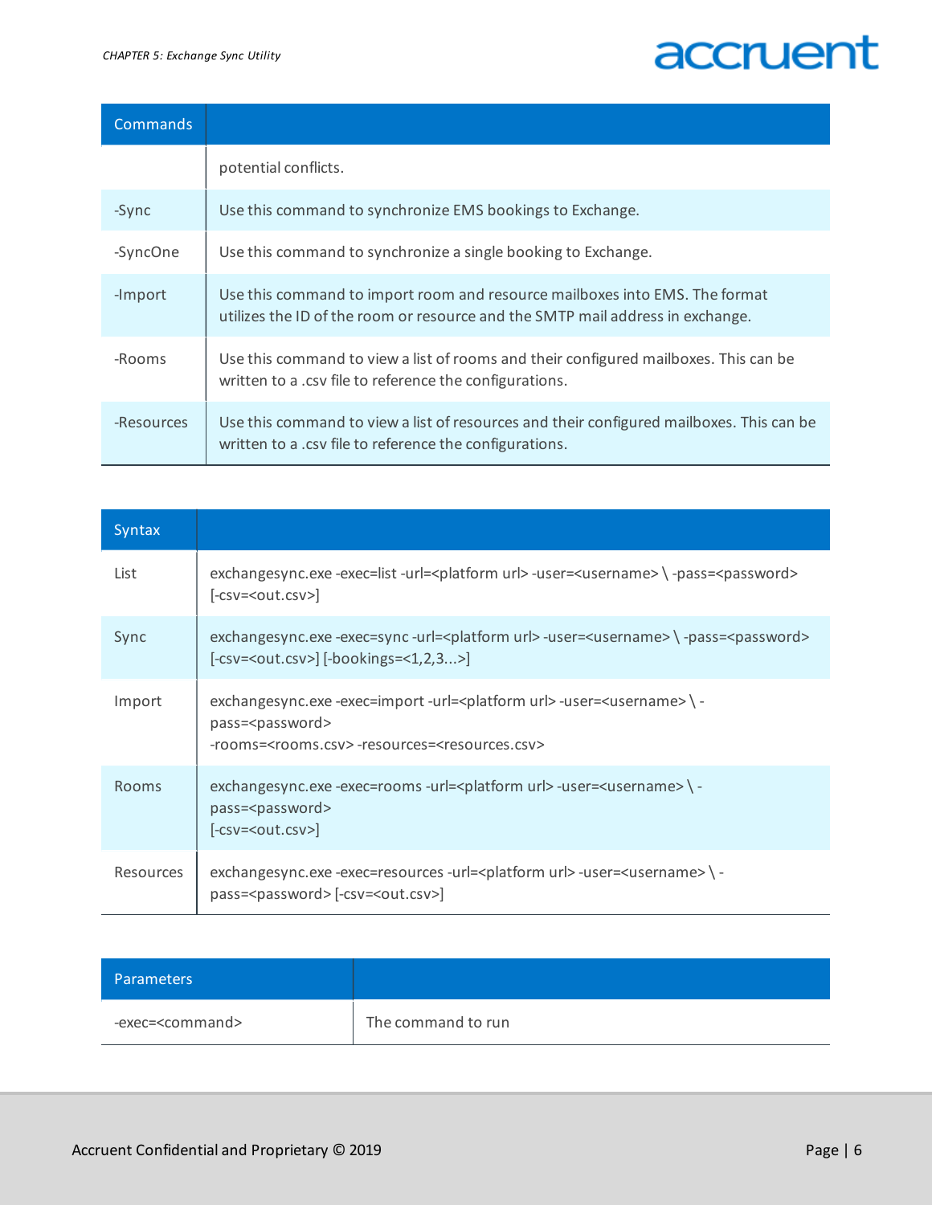| Commands | |
|---|---|
| | potential conflicts. |
| -Sync | Use this command to synchronize EMS bookings to Exchange. |
| -SyncOne | Use this command to synchronize a single booking to Exchange. |
| -Import | Use this command to import room and resource mailboxes into EMS. The format utilizes the ID of the room or resource and the SMTP mail address in exchange. |
| -Rooms | Use this command to view a list of rooms and their configured mailboxes. This can be written to a .csv file to reference the configurations. |
| -Resources | Use this command to view a list of resources and their configured mailboxes. This can be written to a .csv file to reference the configurations. |

| Syntax | |
|---|---|
| List | exchangesync.exe -exec=list -url=<platform url> -user=<username> \ -pass=<password> [-csv=<out.csv>] |
| Sync | exchangesync.exe -exec=sync -url=<platform url> -user=<username> \ -pass=<password> [-csv=<out.csv>] [-bookings=<1,2,3...>] |
| Import | exchangesync.exe -exec=import -url=<platform url> -user=<username> \ -pass=<password> -rooms=<rooms.csv> -resources=<resources.csv> |
| Rooms | exchangesync.exe -exec=rooms -url=<platform url> -user=<username> \ -pass=<password> [-csv=<out.csv>] |
| Resources | exchangesync.exe -exec=resources -url=<platform url> -user=<username> \ -pass=<password> [-csv=<out.csv>] |

| Parameters | |
|---|---|
| -exec=<command> | The command to run |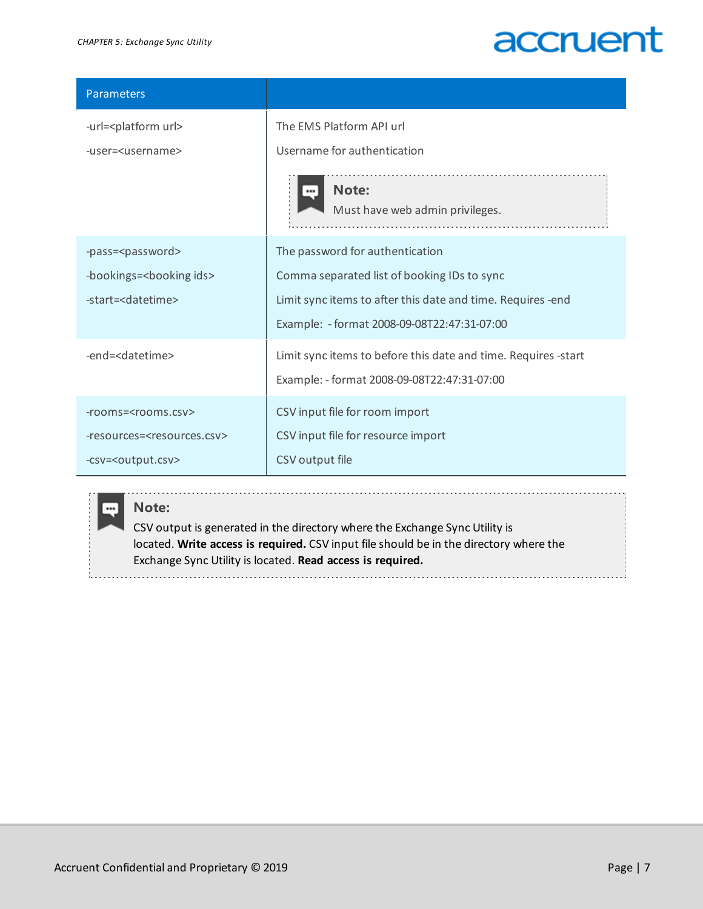| Parameters | |
|---|---|
| -url=<platform url> | The EMS Platform API url |
| -user=<username> | Username for authentication<br><br>**Note:**<br>Must have web admin privileges. |
| -pass=<password> | The password for authentication |
| -bookings=<booking ids> | Comma separated list of booking IDs to sync |
| -start=<datetime> | Limit sync items to after this date and time. Requires -end<br><br>Example: - format 2008-09-08T22:47:31-07:00 |
| -end=<datetime> | Limit sync items to before this date and time. Requires -start<br><br>Example: - format 2008-09-08T22:47:31-07:00 |
| -rooms=<rooms.csv> | CSV input file for room import |
| -resources=<resources.csv> | CSV input file for resource import |
| -csv=<output.csv> | CSV output file |

> **Note:**
> CSV output is generated in the directory where the Exchange Sync Utility is located. **Write access is required.** CSV input file should be in the directory where the Exchange Sync Utility is located. **Read access is required.**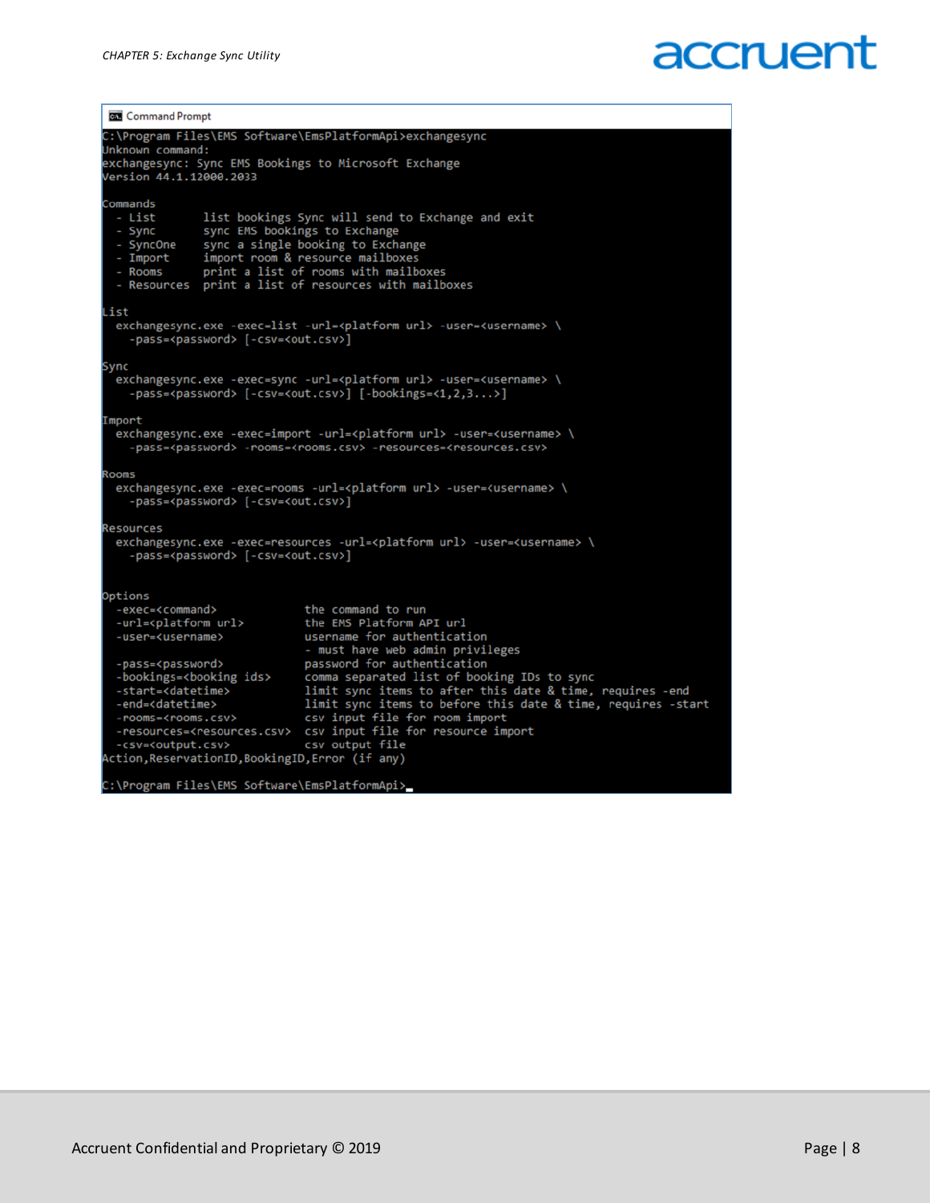```
C:\Program Files\EMS Software\EmsPlatformApi>exchangesync
Unknown command:
exchangesync: Sync EMS Bookings to Microsoft Exchange
Version 44.1.12000.2033

Commands
  - List       list bookings Sync will send to Exchange and exit
  - Sync       sync EMS bookings to Exchange
  - SyncOne    sync a single booking to Exchange
  - Import     import room & resource mailboxes
  - Rooms      print a list of rooms with mailboxes
  - Resources  print a list of resources with mailboxes

List
  exchangesync.exe -exec=list -url=<platform url> -user=<username> \
    -pass=<password> [-csv=<out.csv>]

Sync
  exchangesync.exe -exec=sync -url=<platform url> -user=<username> \
    -pass=<password> [-csv=<out.csv>] [-bookings=<1,2,3...>]

Import
  exchangesync.exe -exec=import -url=<platform url> -user=<username> \
    -pass=<password> -rooms=<rooms.csv> -resources=<resources.csv>

Rooms
  exchangesync.exe -exec=rooms -url=<platform url> -user=<username> \
    -pass=<password> [-csv=<out.csv>]

Resources
  exchangesync.exe -exec=resources -url=<platform url> -user=<username> \
    -pass=<password> [-csv=<out.csv>]


Options
  -exec=<command>              the command to run
  -url=<platform url>          the EMS Platform API url
  -user=<username>             username for authentication
                               - must have web admin privileges
  -pass=<password>             password for authentication
  -bookings=<booking ids>      comma separated list of booking IDs to sync
  -start=<datetime>            limit sync items to after this date & time, requires -end
  -end=<datetime>              limit sync items to before this date & time, requires -start
  -rooms=<rooms.csv>           csv input file for room import
  -resources=<resources.csv>   csv input file for resource import
  -csv=<output.csv>            csv output file
Action,ReservationID,BookingID,Error (if any)

C:\Program Files\EMS Software\EmsPlatformApi>_
```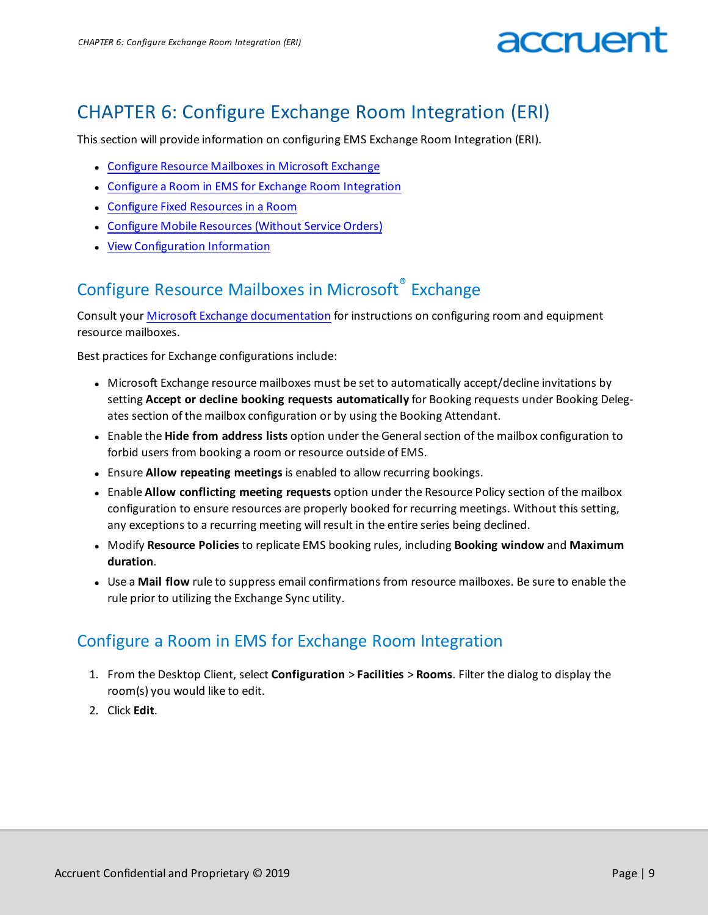# CHAPTER 6: Configure Exchange Room Integration (ERI)

This section will provide information on configuring EMS Exchange Room Integration (ERI).

- Configure Resource Mailboxes in Microsoft Exchange
- Configure a Room in EMS for Exchange Room Integration
- Configure Fixed Resources in a Room
- Configure Mobile Resources (Without Service Orders)
- View Configuration Information

## Configure Resource Mailboxes in Microsoft® Exchange

Consult your Microsoft Exchange documentation for instructions on configuring room and equipment resource mailboxes.

Best practices for Exchange configurations include:

- Microsoft Exchange resource mailboxes must be set to automatically accept/decline invitations by setting **Accept or decline booking requests automatically** for Booking requests under Booking Delegates section of the mailbox configuration or by using the Booking Attendant.
- Enable the **Hide from address lists** option under the General section of the mailbox configuration to forbid users from booking a room or resource outside of EMS.
- Ensure **Allow repeating meetings** is enabled to allow recurring bookings.
- Enable **Allow conflicting meeting requests** option under the Resource Policy section of the mailbox configuration to ensure resources are properly booked for recurring meetings. Without this setting, any exceptions to a recurring meeting will result in the entire series being declined.
- Modify **Resource Policies** to replicate EMS booking rules, including **Booking window** and **Maximum duration**.
- Use a **Mail flow** rule to suppress email confirmations from resource mailboxes. Be sure to enable the rule prior to utilizing the Exchange Sync utility.

## Configure a Room in EMS for Exchange Room Integration

1. From the Desktop Client, select **Configuration** > **Facilities** > **Rooms**. Filter the dialog to display the room(s) you would like to edit.
2. Click **Edit**.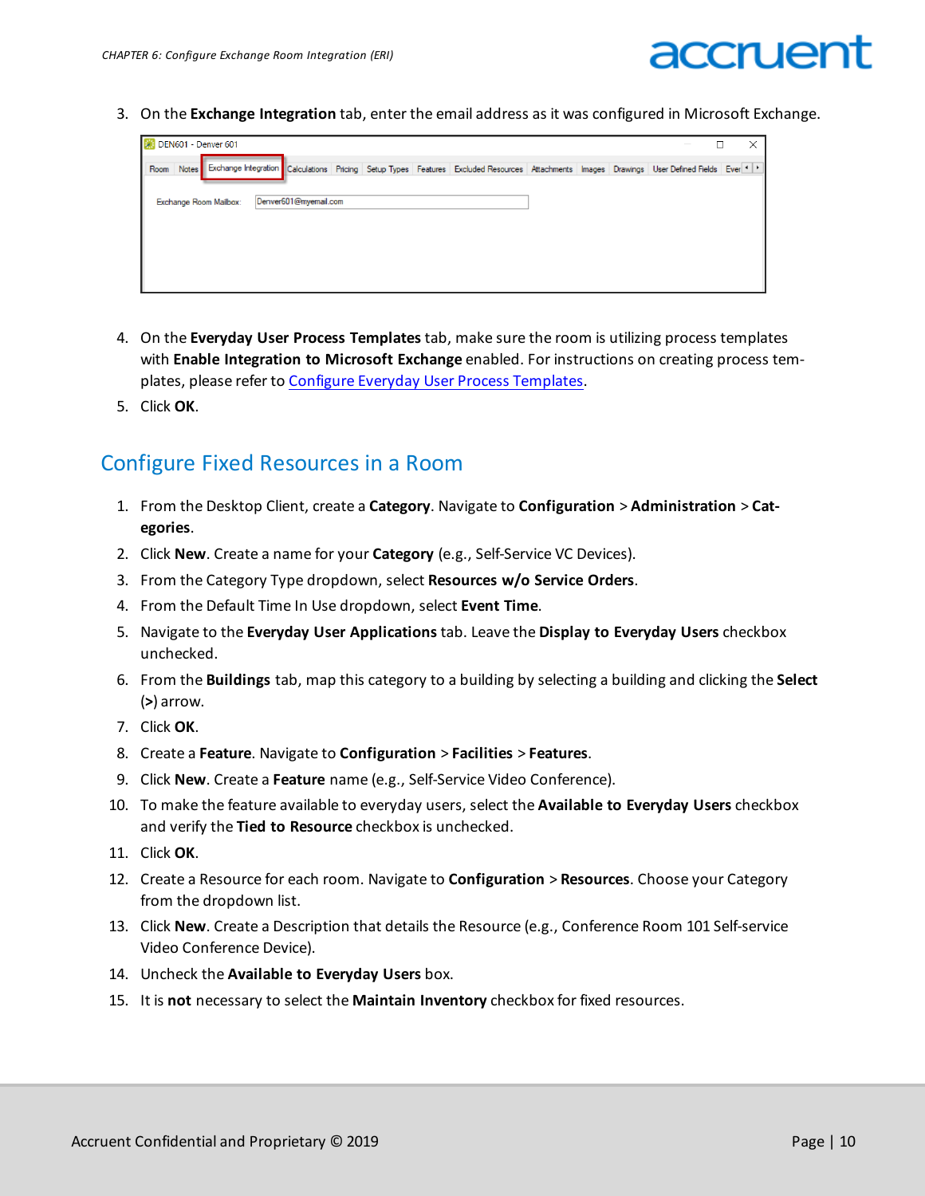3. On the **Exchange Integration** tab, enter the email address as it was configured in Microsoft Exchange.

4. On the **Everyday User Process Templates** tab, make sure the room is utilizing process templates with **Enable Integration to Microsoft Exchange** enabled. For instructions on creating process templates, please refer to Configure Everyday User Process Templates.
5. Click **OK**.

## Configure Fixed Resources in a Room

1. From the Desktop Client, create a **Category**. Navigate to **Configuration** > **Administration** > **Categories**.
2. Click **New**. Create a name for your **Category** (e.g., Self-Service VC Devices).
3. From the Category Type dropdown, select **Resources w/o Service Orders**.
4. From the Default Time In Use dropdown, select **Event Time**.
5. Navigate to the **Everyday User Applications** tab. Leave the **Display to Everyday Users** checkbox unchecked.
6. From the **Buildings** tab, map this category to a building by selecting a building and clicking the **Select** (**>**) arrow.
7. Click **OK**.
8. Create a **Feature**. Navigate to **Configuration** > **Facilities** > **Features**.
9. Click **New**. Create a **Feature** name (e.g., Self-Service Video Conference).
10. To make the feature available to everyday users, select the **Available to Everyday Users** checkbox and verify the **Tied to Resource** checkbox is unchecked.
11. Click **OK**.
12. Create a Resource for each room. Navigate to **Configuration** > **Resources**. Choose your Category from the dropdown list.
13. Click **New**. Create a Description that details the Resource (e.g., Conference Room 101 Self-service Video Conference Device).
14. Uncheck the **Available to Everyday Users** box.
15. It is **not** necessary to select the **Maintain Inventory** checkbox for fixed resources.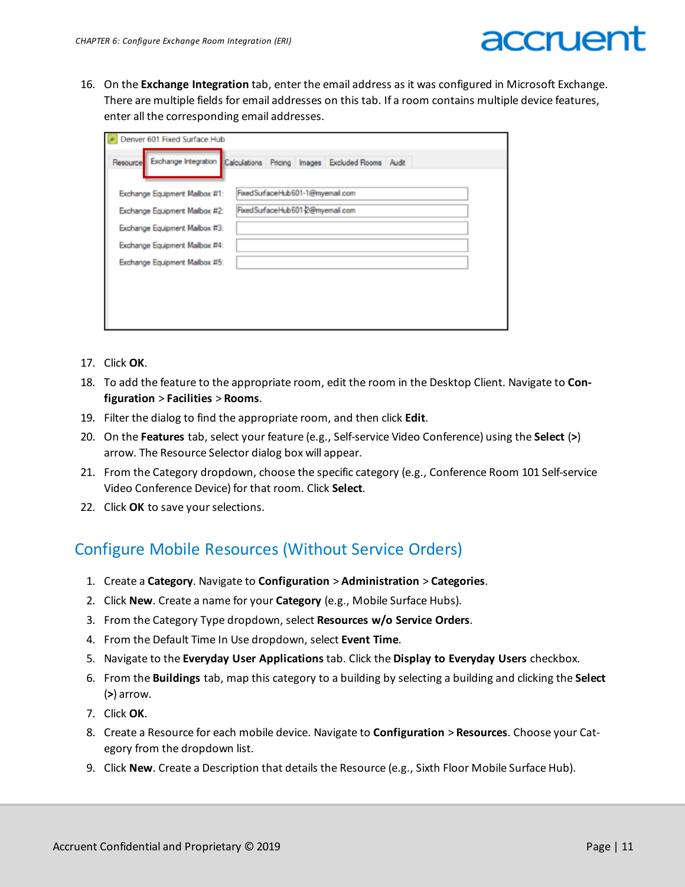16. On the **Exchange Integration** tab, enter the email address as it was configured in Microsoft Exchange. There are multiple fields for email addresses on this tab. If a room contains multiple device features, enter all the corresponding email addresses.

17. Click **OK**.
18. To add the feature to the appropriate room, edit the room in the Desktop Client. Navigate to **Configuration** > **Facilities** > **Rooms**.
19. Filter the dialog to find the appropriate room, and then click **Edit**.
20. On the **Features** tab, select your feature (e.g., Self-service Video Conference) using the **Select** (**>**) arrow. The Resource Selector dialog box will appear.
21. From the Category dropdown, choose the specific category (e.g., Conference Room 101 Self-service Video Conference Device) for that room. Click **Select**.
22. Click **OK** to save your selections.

## Configure Mobile Resources (Without Service Orders)

1. Create a **Category**. Navigate to **Configuration** > **Administration** > **Categories**.
2. Click **New**. Create a name for your **Category** (e.g., Mobile Surface Hubs).
3. From the Category Type dropdown, select **Resources w/o Service Orders**.
4. From the Default Time In Use dropdown, select **Event Time**.
5. Navigate to the **Everyday User Applications** tab. Click the **Display to Everyday Users** checkbox.
6. From the **Buildings** tab, map this category to a building by selecting a building and clicking the **Select** (**>**) arrow.
7. Click **OK**.
8. Create a Resource for each mobile device. Navigate to **Configuration** > **Resources**. Choose your Category from the dropdown list.
9. Click **New**. Create a Description that details the Resource (e.g., Sixth Floor Mobile Surface Hub).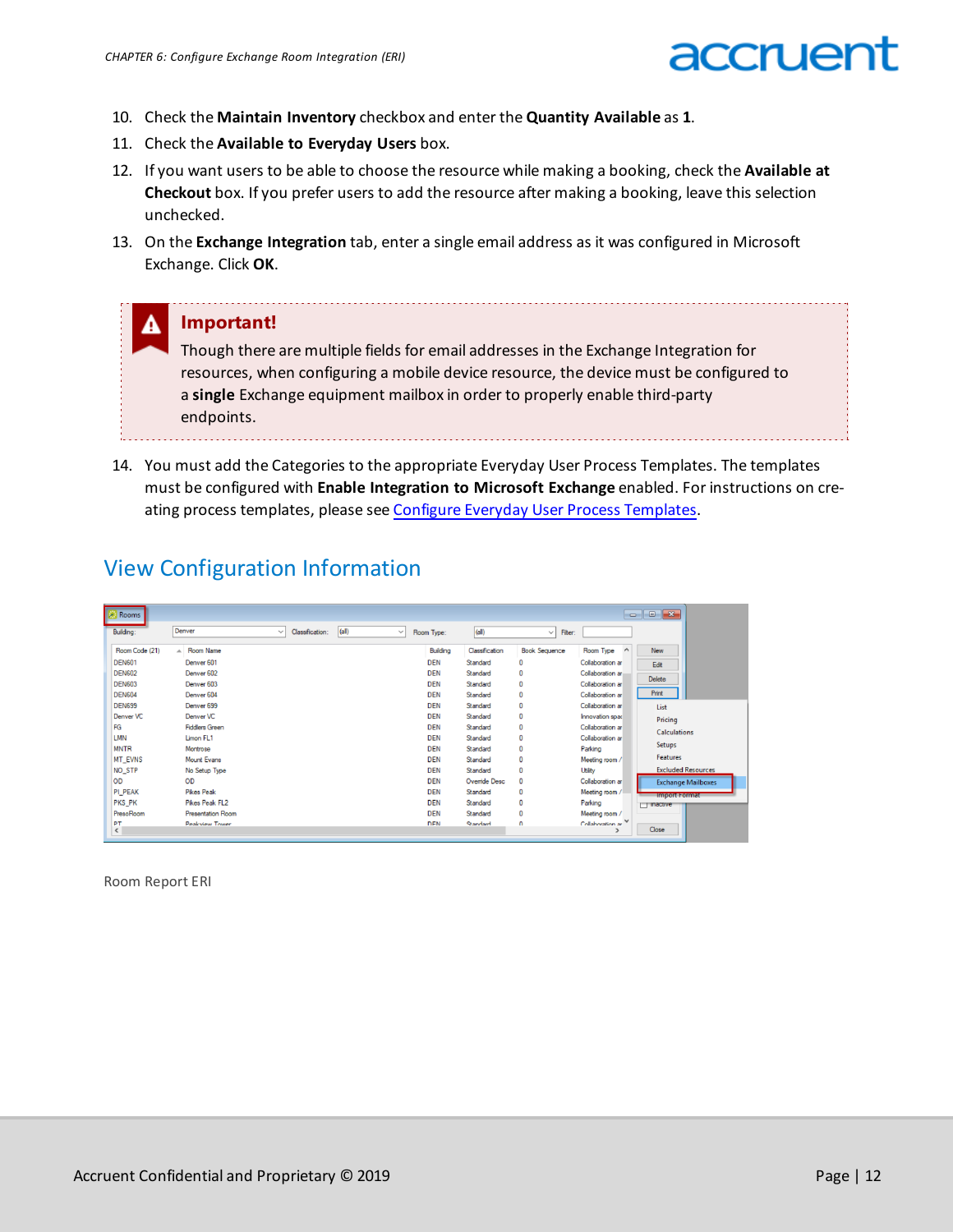10. Check the **Maintain Inventory** checkbox and enter the **Quantity Available** as **1**.
11. Check the **Available to Everyday Users** box.
12. If you want users to be able to choose the resource while making a booking, check the **Available at Checkout** box. If you prefer users to add the resource after making a booking, leave this selection unchecked.
13. On the **Exchange Integration** tab, enter a single email address as it was configured in Microsoft Exchange. Click **OK**.

> **Important!**
>
> Though there are multiple fields for email addresses in the Exchange Integration for resources, when configuring a mobile device resource, the device must be configured to a **single** Exchange equipment mailbox in order to properly enable third-party endpoints.

14. You must add the Categories to the appropriate Everyday User Process Templates. The templates must be configured with **Enable Integration to Microsoft Exchange** enabled. For instructions on creating process templates, please see Configure Everyday User Process Templates.

## View Configuration Information

Room Report ERI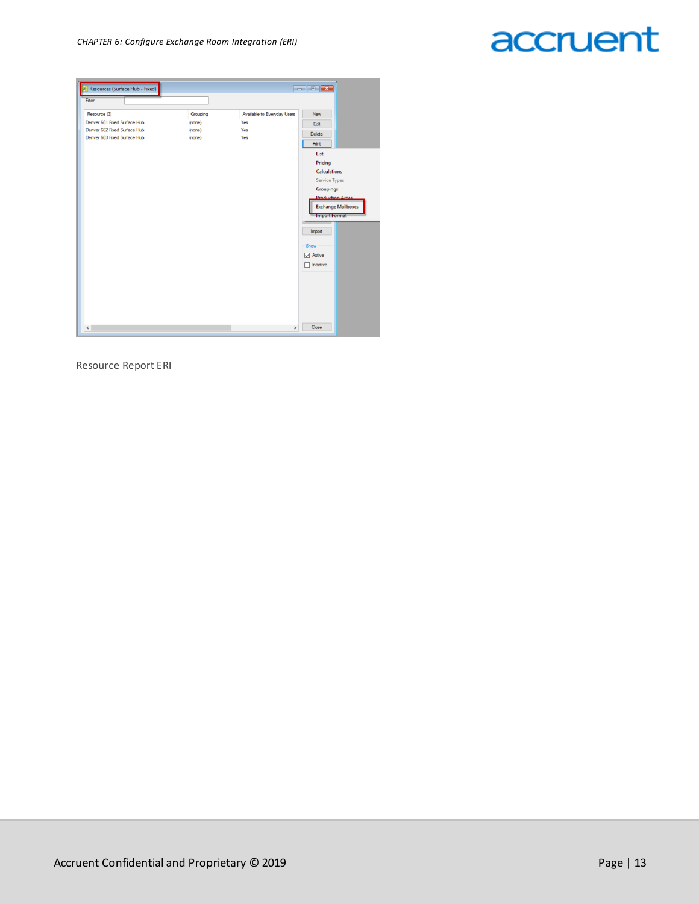Resource Report ERI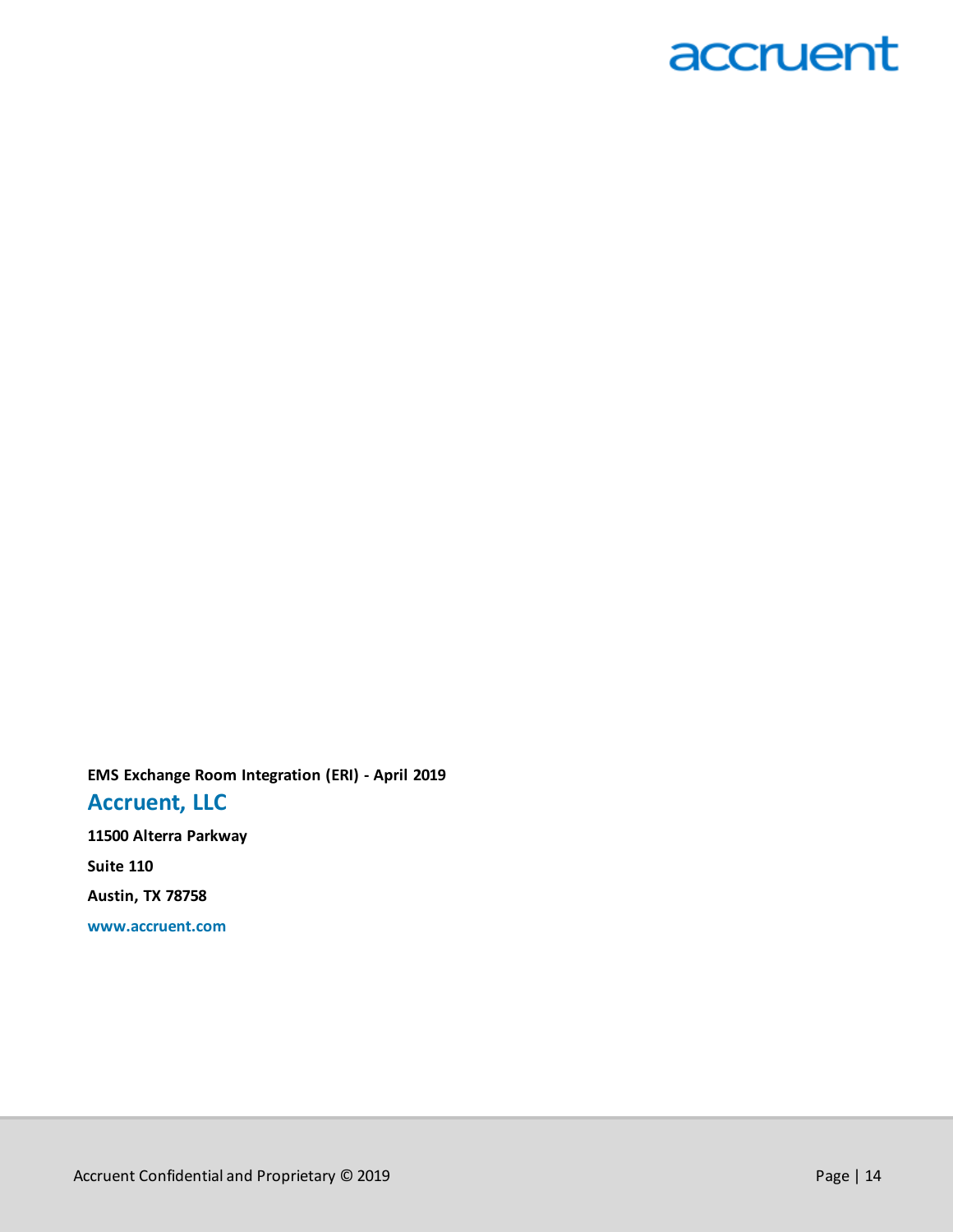**EMS Exchange Room Integration (ERI) - April 2019**

## Accruent, LLC

**11500 Alterra Parkway**

**Suite 110**

**Austin, TX 78758**

**www.accruent.com**